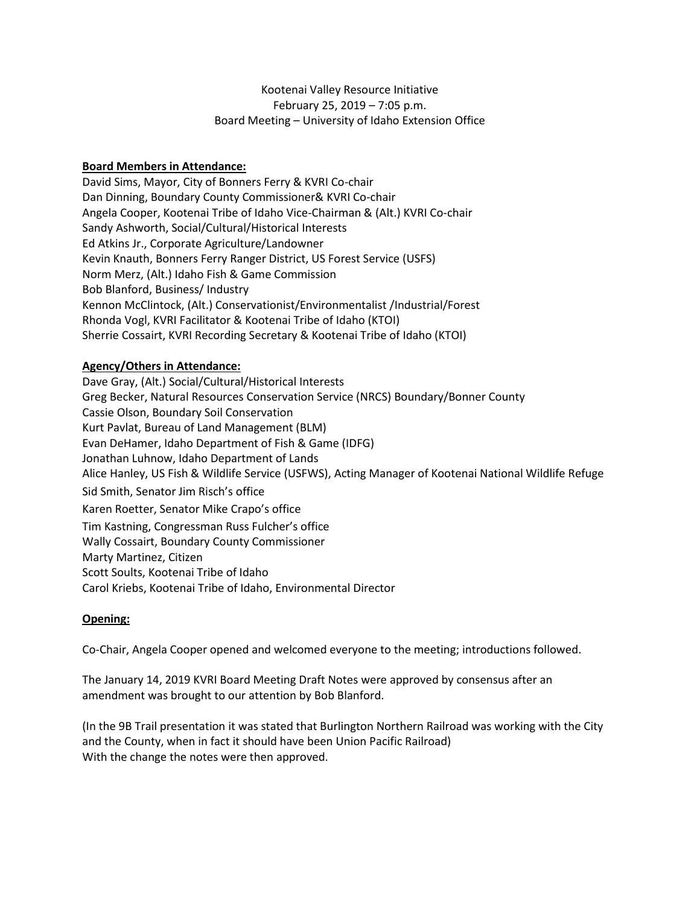Kootenai Valley Resource Initiative
February 25, 2019 – 7:05 p.m.
Board Meeting – University of Idaho Extension Office

**Board Members in Attendance:**

David Sims, Mayor, City of Bonners Ferry & KVRI Co-chair
Dan Dinning, Boundary County Commissioner& KVRI Co-chair
Angela Cooper, Kootenai Tribe of Idaho Vice-Chairman & (Alt.) KVRI Co-chair
Sandy Ashworth, Social/Cultural/Historical Interests
Ed Atkins Jr., Corporate Agriculture/Landowner
Kevin Knauth, Bonners Ferry Ranger District, US Forest Service (USFS)
Norm Merz, (Alt.) Idaho Fish & Game Commission
Bob Blanford, Business/ Industry
Kennon McClintock, (Alt.) Conservationist/Environmentalist /Industrial/Forest
Rhonda Vogl, KVRI Facilitator & Kootenai Tribe of Idaho (KTOI)
Sherrie Cossairt, KVRI Recording Secretary & Kootenai Tribe of Idaho (KTOI)

**Agency/Others in Attendance:**

Dave Gray, (Alt.) Social/Cultural/Historical Interests
Greg Becker, Natural Resources Conservation Service (NRCS) Boundary/Bonner County
Cassie Olson, Boundary Soil Conservation
Kurt Pavlat, Bureau of Land Management (BLM)
Evan DeHamer, Idaho Department of Fish & Game (IDFG)
Jonathan Luhnow, Idaho Department of Lands
Alice Hanley, US Fish & Wildlife Service (USFWS), Acting Manager of Kootenai National Wildlife Refuge
Sid Smith, Senator Jim Risch's office
Karen Roetter, Senator Mike Crapo's office
Tim Kastning, Congressman Russ Fulcher's office
Wally Cossairt, Boundary County Commissioner
Marty Martinez, Citizen
Scott Soults, Kootenai Tribe of Idaho
Carol Kriebs, Kootenai Tribe of Idaho, Environmental Director

**Opening:**

Co-Chair, Angela Cooper opened and welcomed everyone to the meeting; introductions followed.

The January 14, 2019 KVRI Board Meeting Draft Notes were approved by consensus after an amendment was brought to our attention by Bob Blanford.

(In the 9B Trail presentation it was stated that Burlington Northern Railroad was working with the City and the County, when in fact it should have been Union Pacific Railroad)
With the change the notes were then approved.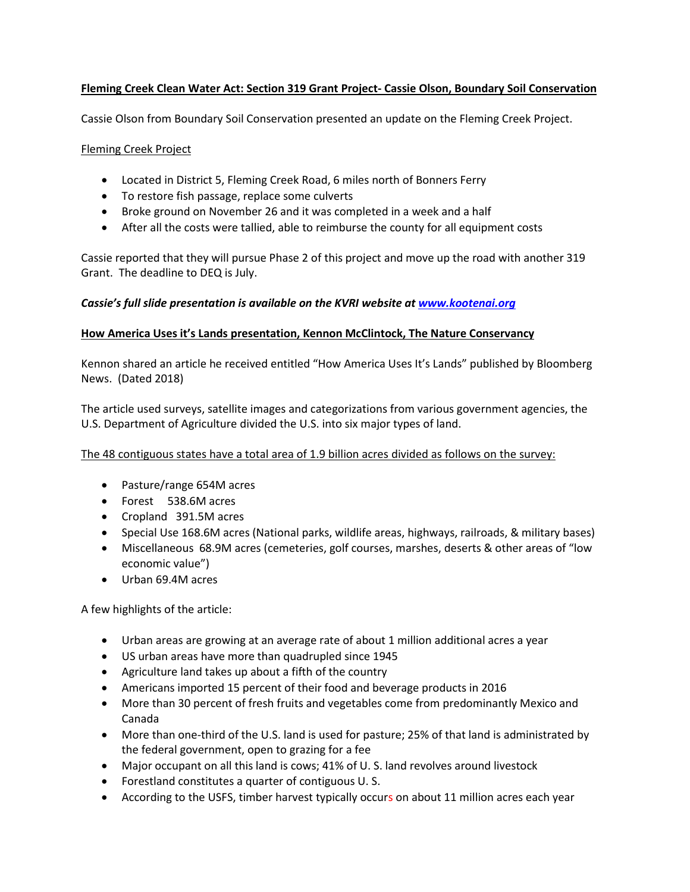**<u>Fleming Creek Clean Water Act: Section 319 Grant Project- Cassie Olson, Boundary Soil Conservation</u>**

Cassie Olson from Boundary Soil Conservation presented an update on the Fleming Creek Project.

<u>Fleming Creek Project</u>

- Located in District 5, Fleming Creek Road, 6 miles north of Bonners Ferry
- To restore fish passage, replace some culverts
- Broke ground on November 26 and it was completed in a week and a half
- After all the costs were tallied, able to reimburse the county for all equipment costs

Cassie reported that they will pursue Phase 2 of this project and move up the road with another 319 Grant. The deadline to DEQ is July.

***Cassie's full slide presentation is available on the KVRI website at [www.kootenai.org](www.kootenai.org)***

**<u>How America Uses it's Lands presentation, Kennon McClintock, The Nature Conservancy</u>**

Kennon shared an article he received entitled "How America Uses It's Lands" published by Bloomberg News. (Dated 2018)

The article used surveys, satellite images and categorizations from various government agencies, the U.S. Department of Agriculture divided the U.S. into six major types of land.

<u>The 48 contiguous states have a total area of 1.9 billion acres divided as follows on the survey:</u>

- Pasture/range 654M acres
- Forest 538.6M acres
- Cropland 391.5M acres
- Special Use 168.6M acres (National parks, wildlife areas, highways, railroads, & military bases)
- Miscellaneous 68.9M acres (cemeteries, golf courses, marshes, deserts & other areas of "low economic value")
- Urban 69.4M acres

A few highlights of the article:

- Urban areas are growing at an average rate of about 1 million additional acres a year
- US urban areas have more than quadrupled since 1945
- Agriculture land takes up about a fifth of the country
- Americans imported 15 percent of their food and beverage products in 2016
- More than 30 percent of fresh fruits and vegetables come from predominantly Mexico and Canada
- More than one-third of the U.S. land is used for pasture; 25% of that land is administrated by the federal government, open to grazing for a fee
- Major occupant on all this land is cows; 41% of U. S. land revolves around livestock
- Forestland constitutes a quarter of contiguous U. S.
- According to the USFS, timber harvest typically occurs on about 11 million acres each year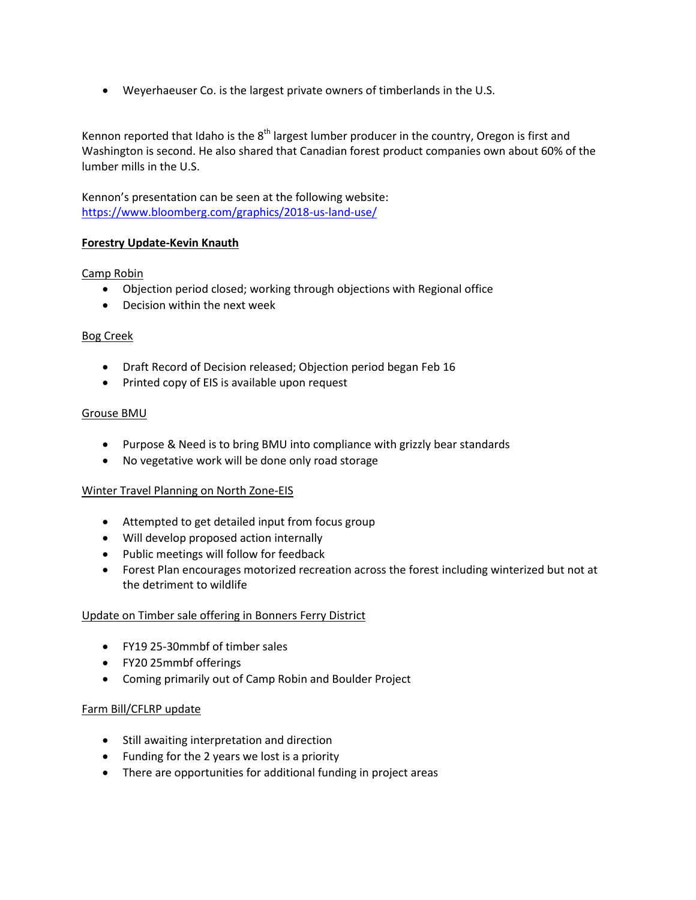- Weyerhaeuser Co. is the largest private owners of timberlands in the U.S.

Kennon reported that Idaho is the 8th largest lumber producer in the country, Oregon is first and Washington is second. He also shared that Canadian forest product companies own about 60% of the lumber mills in the U.S.

Kennon's presentation can be seen at the following website:
https://www.bloomberg.com/graphics/2018-us-land-use/

**Forestry Update-Kevin Knauth**

Camp Robin

- Objection period closed; working through objections with Regional office
- Decision within the next week

Bog Creek

- Draft Record of Decision released; Objection period began Feb 16
- Printed copy of EIS is available upon request

Grouse BMU

- Purpose & Need is to bring BMU into compliance with grizzly bear standards
- No vegetative work will be done only road storage

Winter Travel Planning on North Zone-EIS

- Attempted to get detailed input from focus group
- Will develop proposed action internally
- Public meetings will follow for feedback
- Forest Plan encourages motorized recreation across the forest including winterized but not at the detriment to wildlife

Update on Timber sale offering in Bonners Ferry District

- FY19 25-30mmbf of timber sales
- FY20 25mmbf offerings
- Coming primarily out of Camp Robin and Boulder Project

Farm Bill/CFLRP update

- Still awaiting interpretation and direction
- Funding for the 2 years we lost is a priority
- There are opportunities for additional funding in project areas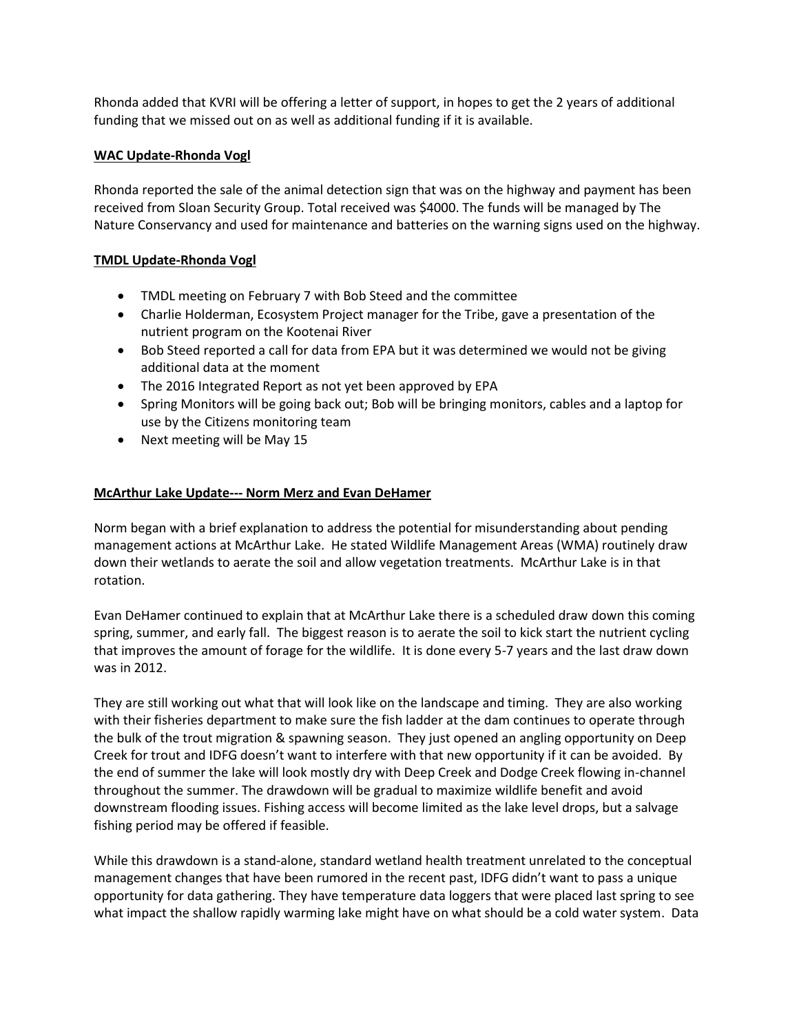Rhonda added that KVRI will be offering a letter of support, in hopes to get the 2 years of additional funding that we missed out on as well as additional funding if it is available.

**WAC Update-Rhonda Vogl**

Rhonda reported the sale of the animal detection sign that was on the highway and payment has been received from Sloan Security Group. Total received was $4000. The funds will be managed by The Nature Conservancy and used for maintenance and batteries on the warning signs used on the highway.

**TMDL Update-Rhonda Vogl**

- TMDL meeting on February 7 with Bob Steed and the committee
- Charlie Holderman, Ecosystem Project manager for the Tribe, gave a presentation of the nutrient program on the Kootenai River
- Bob Steed reported a call for data from EPA but it was determined we would not be giving additional data at the moment
- The 2016 Integrated Report as not yet been approved by EPA
- Spring Monitors will be going back out; Bob will be bringing monitors, cables and a laptop for use by the Citizens monitoring team
- Next meeting will be May 15

**McArthur Lake Update--- Norm Merz and Evan DeHamer**

Norm began with a brief explanation to address the potential for misunderstanding about pending management actions at McArthur Lake. He stated Wildlife Management Areas (WMA) routinely draw down their wetlands to aerate the soil and allow vegetation treatments. McArthur Lake is in that rotation.

Evan DeHamer continued to explain that at McArthur Lake there is a scheduled draw down this coming spring, summer, and early fall. The biggest reason is to aerate the soil to kick start the nutrient cycling that improves the amount of forage for the wildlife. It is done every 5-7 years and the last draw down was in 2012.

They are still working out what that will look like on the landscape and timing. They are also working with their fisheries department to make sure the fish ladder at the dam continues to operate through the bulk of the trout migration & spawning season. They just opened an angling opportunity on Deep Creek for trout and IDFG doesn't want to interfere with that new opportunity if it can be avoided. By the end of summer the lake will look mostly dry with Deep Creek and Dodge Creek flowing in-channel throughout the summer. The drawdown will be gradual to maximize wildlife benefit and avoid downstream flooding issues. Fishing access will become limited as the lake level drops, but a salvage fishing period may be offered if feasible.

While this drawdown is a stand-alone, standard wetland health treatment unrelated to the conceptual management changes that have been rumored in the recent past, IDFG didn't want to pass a unique opportunity for data gathering. They have temperature data loggers that were placed last spring to see what impact the shallow rapidly warming lake might have on what should be a cold water system. Data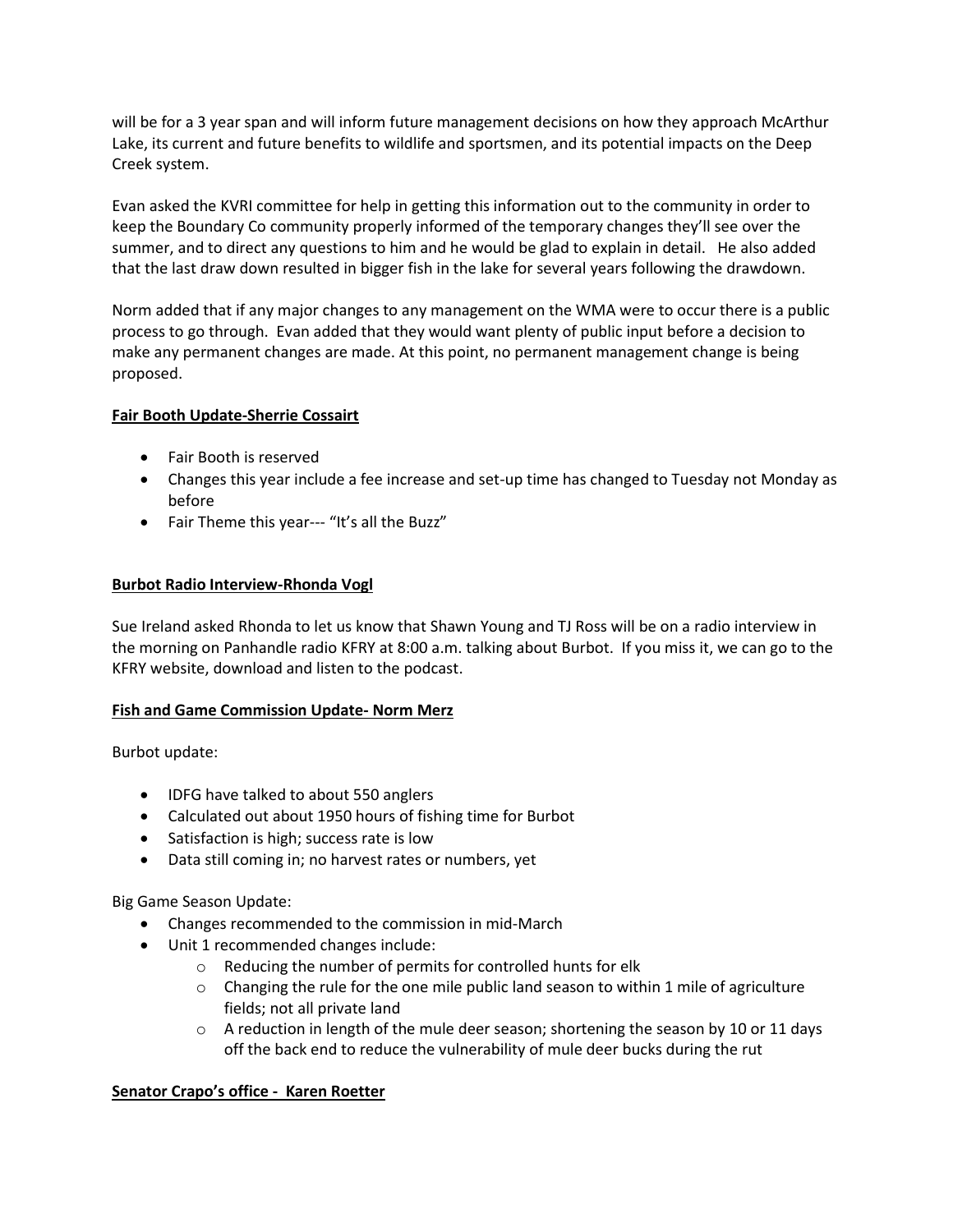will be for a 3 year span and will inform future management decisions on how they approach McArthur Lake, its current and future benefits to wildlife and sportsmen, and its potential impacts on the Deep Creek system.

Evan asked the KVRI committee for help in getting this information out to the community in order to keep the Boundary Co community properly informed of the temporary changes they'll see over the summer, and to direct any questions to him and he would be glad to explain in detail. He also added that the last draw down resulted in bigger fish in the lake for several years following the drawdown.

Norm added that if any major changes to any management on the WMA were to occur there is a public process to go through. Evan added that they would want plenty of public input before a decision to make any permanent changes are made. At this point, no permanent management change is being proposed.

**Fair Booth Update-Sherrie Cossairt**

- Fair Booth is reserved
- Changes this year include a fee increase and set-up time has changed to Tuesday not Monday as before
- Fair Theme this year--- "It's all the Buzz"

**Burbot Radio Interview-Rhonda Vogl**

Sue Ireland asked Rhonda to let us know that Shawn Young and TJ Ross will be on a radio interview in the morning on Panhandle radio KFRY at 8:00 a.m. talking about Burbot. If you miss it, we can go to the KFRY website, download and listen to the podcast.

**Fish and Game Commission Update- Norm Merz**

Burbot update:

- IDFG have talked to about 550 anglers
- Calculated out about 1950 hours of fishing time for Burbot
- Satisfaction is high; success rate is low
- Data still coming in; no harvest rates or numbers, yet

Big Game Season Update:

- Changes recommended to the commission in mid-March
- Unit 1 recommended changes include:
  - Reducing the number of permits for controlled hunts for elk
  - Changing the rule for the one mile public land season to within 1 mile of agriculture fields; not all private land
  - A reduction in length of the mule deer season; shortening the season by 10 or 11 days off the back end to reduce the vulnerability of mule deer bucks during the rut

**Senator Crapo's office - Karen Roetter**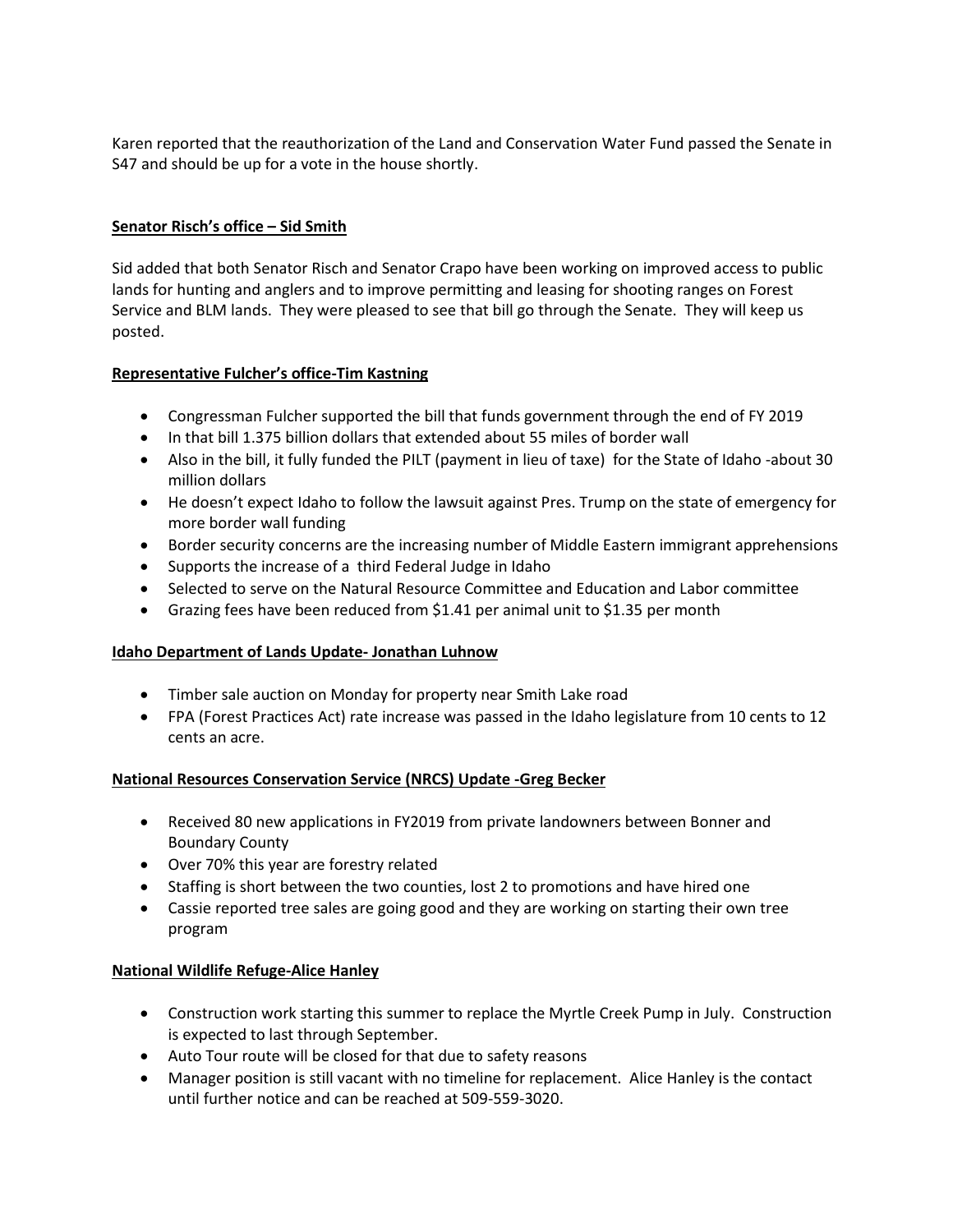Karen reported that the reauthorization of the Land and Conservation Water Fund passed the Senate in S47 and should be up for a vote in the house shortly.

**<u>Senator Risch's office – Sid Smith</u>**

Sid added that both Senator Risch and Senator Crapo have been working on improved access to public lands for hunting and anglers and to improve permitting and leasing for shooting ranges on Forest Service and BLM lands. They were pleased to see that bill go through the Senate. They will keep us posted.

**<u>Representative Fulcher's office-Tim Kastning</u>**

- Congressman Fulcher supported the bill that funds government through the end of FY 2019
- In that bill 1.375 billion dollars that extended about 55 miles of border wall
- Also in the bill, it fully funded the PILT (payment in lieu of taxe) for the State of Idaho -about 30 million dollars
- He doesn't expect Idaho to follow the lawsuit against Pres. Trump on the state of emergency for more border wall funding
- Border security concerns are the increasing number of Middle Eastern immigrant apprehensions
- Supports the increase of a third Federal Judge in Idaho
- Selected to serve on the Natural Resource Committee and Education and Labor committee
- Grazing fees have been reduced from $1.41 per animal unit to $1.35 per month

**<u>Idaho Department of Lands Update- Jonathan Luhnow</u>**

- Timber sale auction on Monday for property near Smith Lake road
- FPA (Forest Practices Act) rate increase was passed in the Idaho legislature from 10 cents to 12 cents an acre.

**<u>National Resources Conservation Service (NRCS) Update -Greg Becker</u>**

- Received 80 new applications in FY2019 from private landowners between Bonner and Boundary County
- Over 70% this year are forestry related
- Staffing is short between the two counties, lost 2 to promotions and have hired one
- Cassie reported tree sales are going good and they are working on starting their own tree program

**<u>National Wildlife Refuge-Alice Hanley</u>**

- Construction work starting this summer to replace the Myrtle Creek Pump in July. Construction is expected to last through September.
- Auto Tour route will be closed for that due to safety reasons
- Manager position is still vacant with no timeline for replacement. Alice Hanley is the contact until further notice and can be reached at 509-559-3020.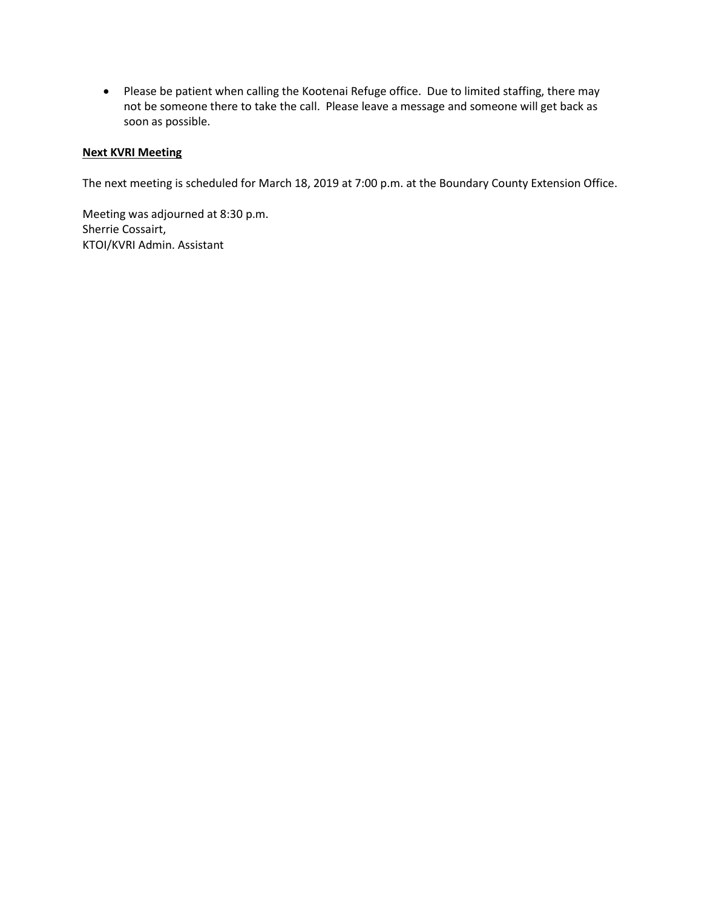- Please be patient when calling the Kootenai Refuge office. Due to limited staffing, there may not be someone there to take the call. Please leave a message and someone will get back as soon as possible.

**Next KVRI Meeting**

The next meeting is scheduled for March 18, 2019 at 7:00 p.m. at the Boundary County Extension Office.

Meeting was adjourned at 8:30 p.m.
Sherrie Cossairt,
KTOI/KVRI Admin. Assistant